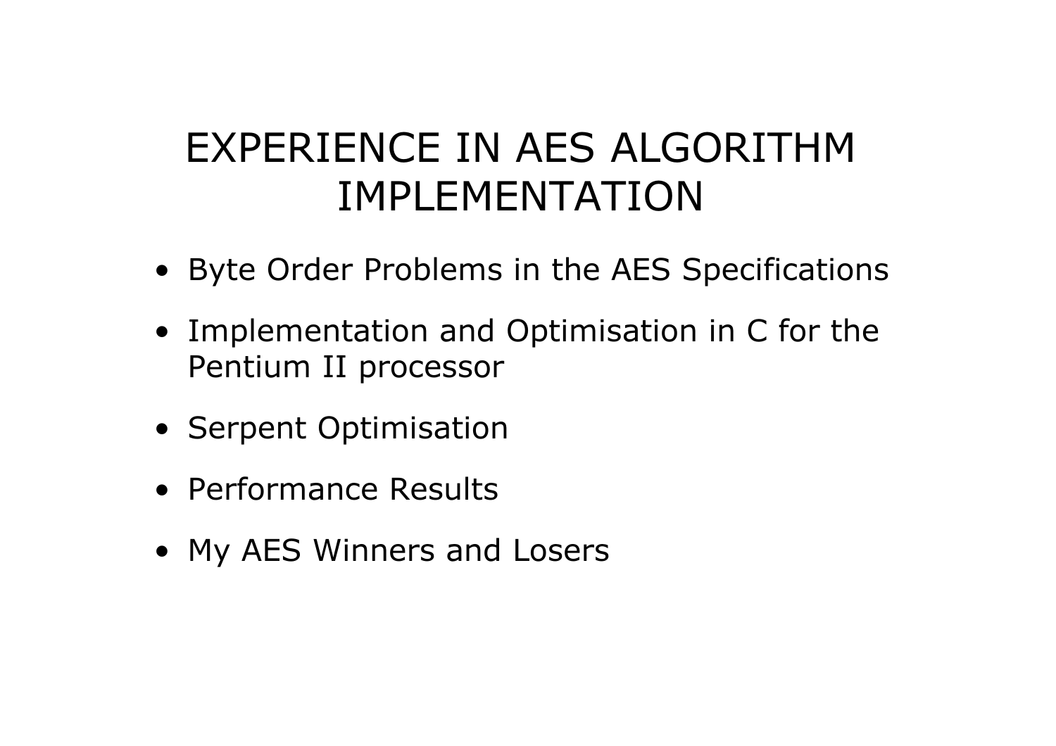# EXPERIENCE IN AES ALGORITHM IMPLEMENTATION

- Byte Order Problems in the AES Specifications
- Implementation and Optimisation in C for the Pentium II processor
- Serpent Optimisation
- Performance Results
- My AES Winners and Losers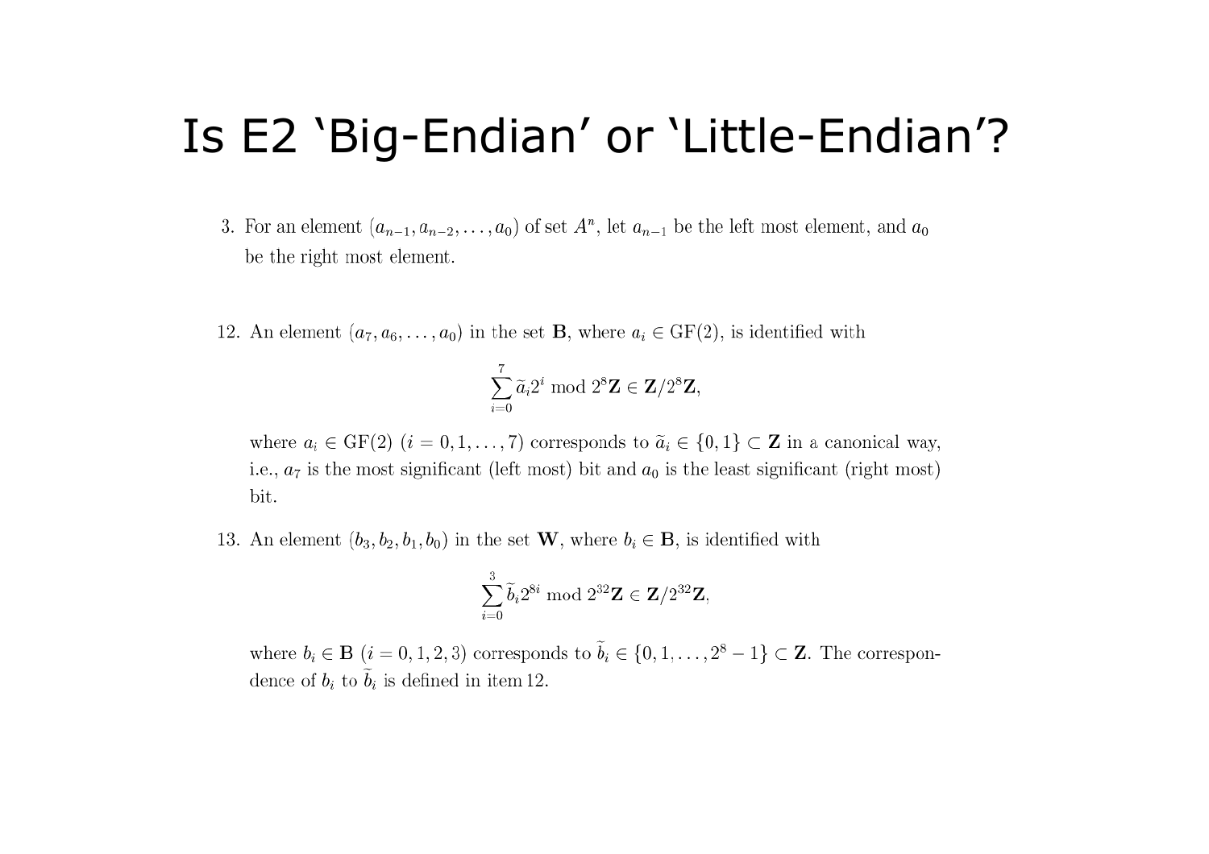# Is E2 'Big-Endian' or 'Little-Endian'?

3. For an element $(a_{n-1}, a_{n-2}, \ldots, a_0)$ of set $A^n$, let $a_{n-1}$ be the left most element, and $a_0$ be the right most element.

12. An element $(a_7, a_6, \ldots, a_0)$ in the set $\mathbf{B}$, where $a_i \in \mathrm{GF}(2)$, is identified with

$$\sum_{i=0}^{7} \widetilde{a}_i 2^i \bmod 2^8\mathbf{Z} \in \mathbf{Z}/2^8\mathbf{Z},$$

where $a_i \in \mathrm{GF}(2)$ $(i = 0, 1, \ldots, 7)$ corresponds to $\widetilde{a}_i \in \{0, 1\} \subset \mathbf{Z}$ in a canonical way, i.e., $a_7$ is the most significant (left most) bit and $a_0$ is the least significant (right most) bit.

13. An element $(b_3, b_2, b_1, b_0)$ in the set $\mathbf{W}$, where $b_i \in \mathbf{B}$, is identified with

$$\sum_{i=0}^{3} \widetilde{b}_i 2^{8i} \bmod 2^{32}\mathbf{Z} \in \mathbf{Z}/2^{32}\mathbf{Z},$$

where $b_i \in \mathbf{B}$ $(i = 0, 1, 2, 3)$ corresponds to $\widetilde{b}_i \in \{0, 1, \ldots, 2^8 - 1\} \subset \mathbf{Z}$. The correspondence of $b_i$ to $\widetilde{b}_i$ is defined in item 12.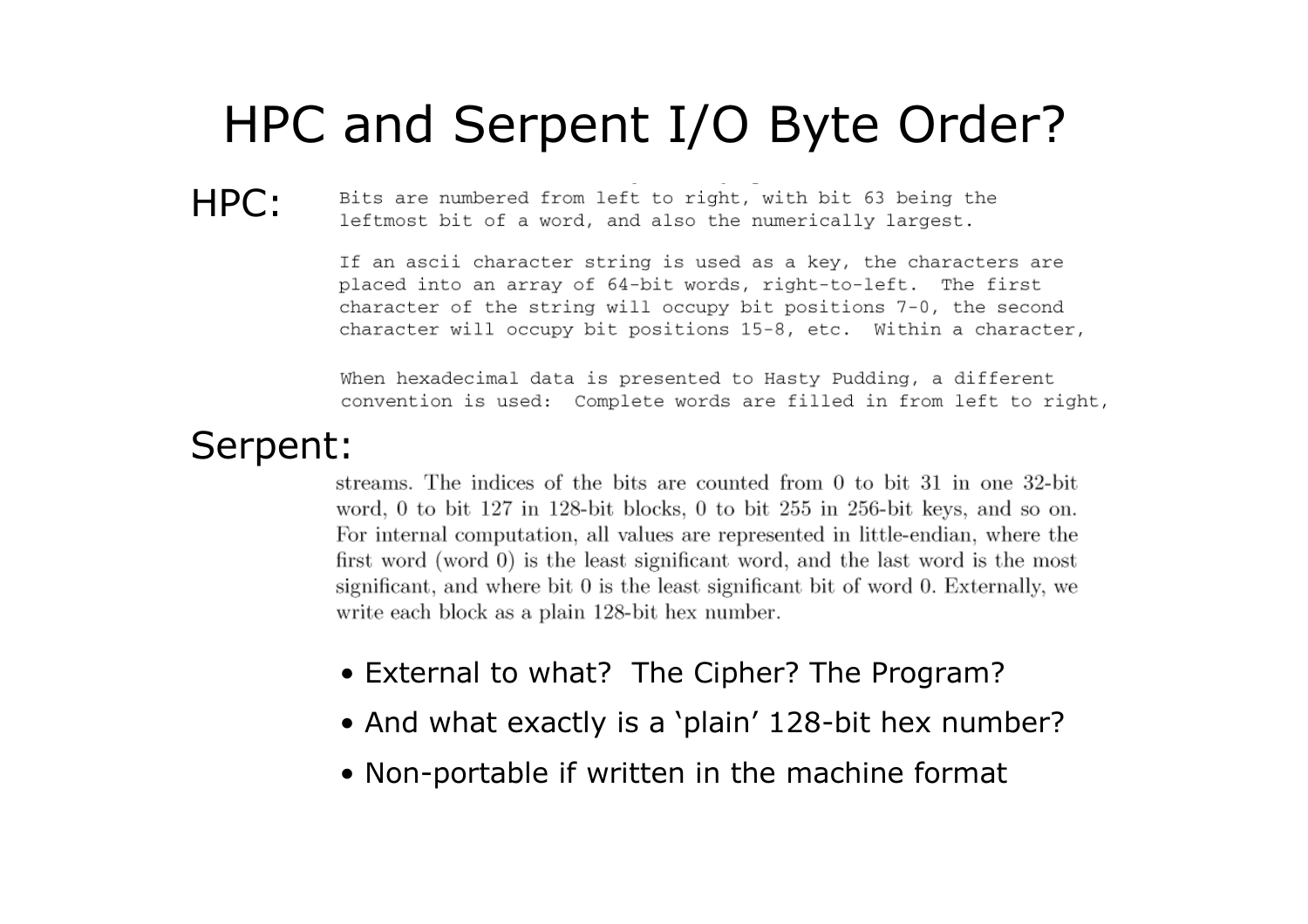# HPC and Serpent I/O Byte Order?

HPC:

```
Bits are numbered from left to right, with bit 63 being the
leftmost bit of a word, and also the numerically largest.

If an ascii character string is used as a key, the characters are
placed into an array of 64-bit words, right-to-left.  The first
character of the string will occupy bit positions 7-0, the second
character will occupy bit positions 15-8, etc.  Within a character,

When hexadecimal data is presented to Hasty Pudding, a different
convention is used:  Complete words are filled in from left to right,
```

Serpent:

streams. The indices of the bits are counted from 0 to bit 31 in one 32-bit word, 0 to bit 127 in 128-bit blocks, 0 to bit 255 in 256-bit keys, and so on. For internal computation, all values are represented in little-endian, where the first word (word 0) is the least significant word, and the last word is the most significant, and where bit 0 is the least significant bit of word 0. Externally, we write each block as a plain 128-bit hex number.

- External to what? The Cipher? The Program?
- And what exactly is a 'plain' 128-bit hex number?
- Non-portable if written in the machine format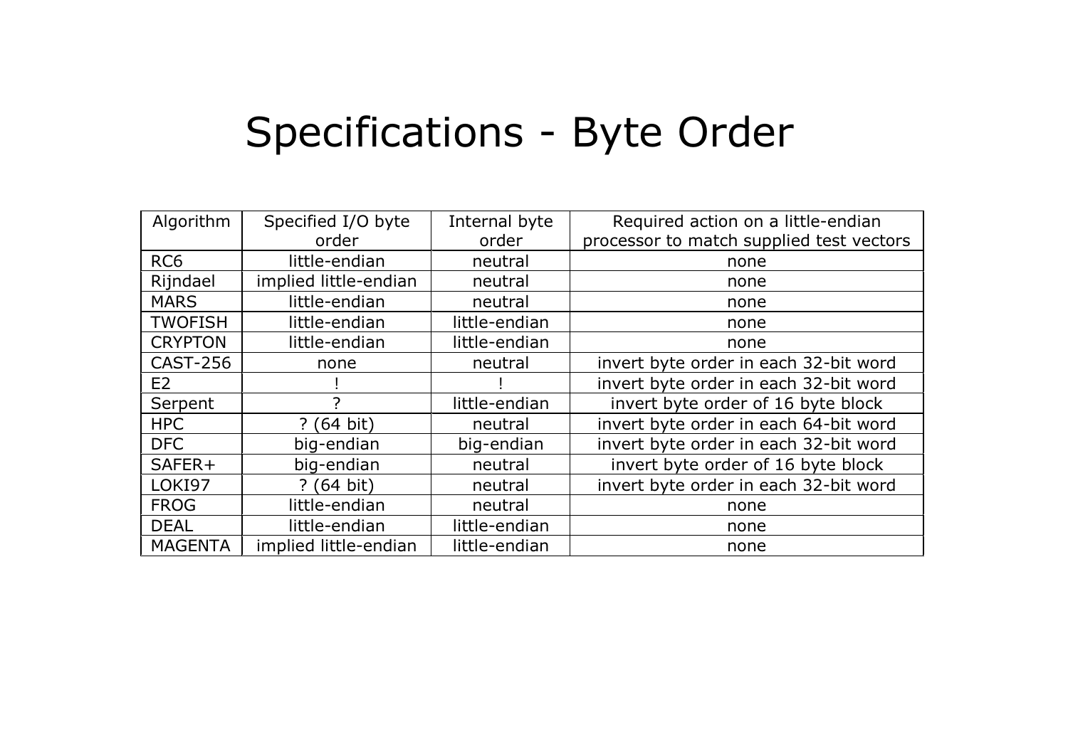# Specifications - Byte Order

| Algorithm | Specified I/O byte order | Internal byte order | Required action on a little-endian processor to match supplied test vectors |
|---|---|---|---|
| RC6 | little-endian | neutral | none |
| Rijndael | implied little-endian | neutral | none |
| MARS | little-endian | neutral | none |
| TWOFISH | little-endian | little-endian | none |
| CRYPTON | little-endian | little-endian | none |
| CAST-256 | none | neutral | invert byte order in each 32-bit word |
| E2 | ! | ! | invert byte order in each 32-bit word |
| Serpent | ? | little-endian | invert byte order of 16 byte block |
| HPC | ? (64 bit) | neutral | invert byte order in each 64-bit word |
| DFC | big-endian | big-endian | invert byte order in each 32-bit word |
| SAFER+ | big-endian | neutral | invert byte order of 16 byte block |
| LOKI97 | ? (64 bit) | neutral | invert byte order in each 32-bit word |
| FROG | little-endian | neutral | none |
| DEAL | little-endian | little-endian | none |
| MAGENTA | implied little-endian | little-endian | none |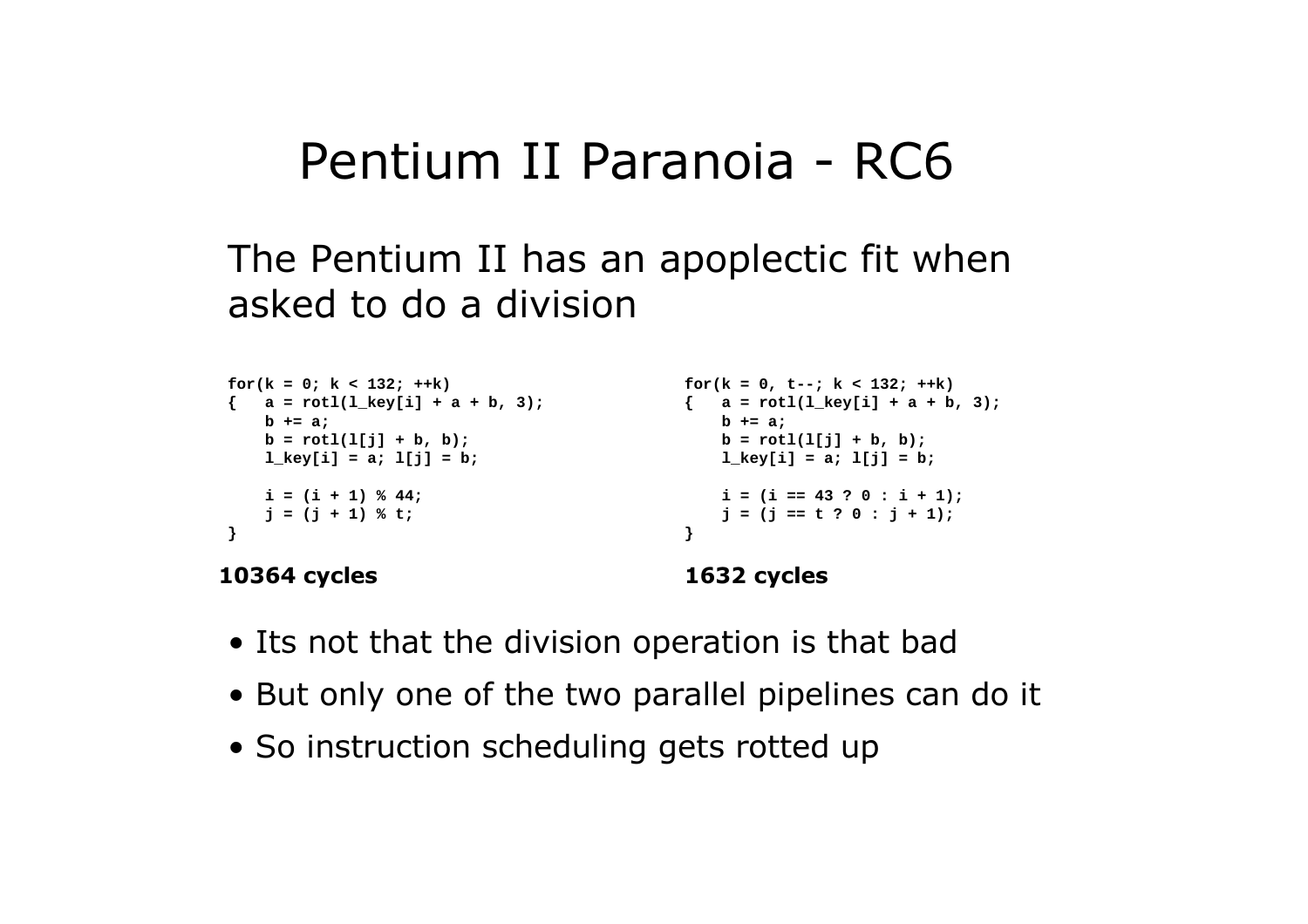# Pentium II Paranoia - RC6

The Pentium II has an apoplectic fit when asked to do a division

```
for(k = 0; k < 132; ++k)
{   a = rotl(l_key[i] + a + b, 3);
    b += a;
    b = rotl(l[j] + b, b);
    l_key[i] = a; l[j] = b;

    i = (i + 1) % 44;
    j = (j + 1) % t;
}
```

**10364 cycles**

```
for(k = 0, t--; k < 132; ++k)
{   a = rotl(l_key[i] + a + b, 3);
    b += a;
    b = rotl(l[j] + b, b);
    l_key[i] = a; l[j] = b;

    i = (i == 43 ? 0 : i + 1);
    j = (j == t ? 0 : j + 1);
}
```

**1632 cycles**

- Its not that the division operation is that bad
- But only one of the two parallel pipelines can do it
- So instruction scheduling gets rotted up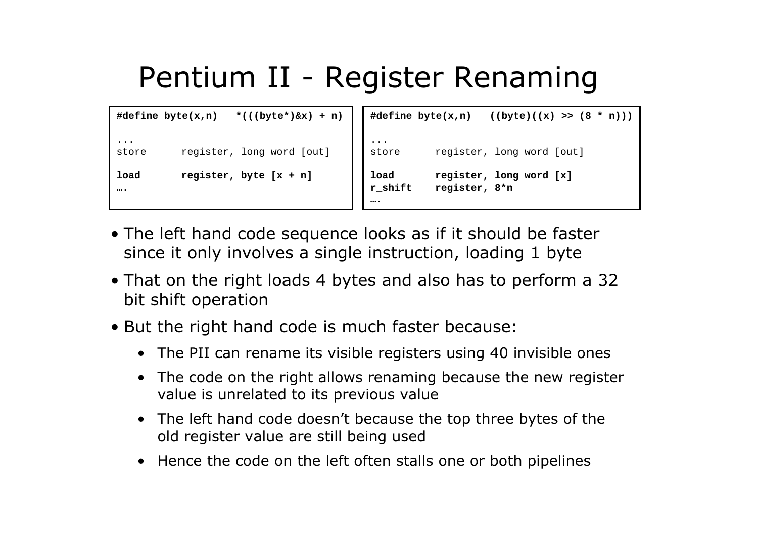# Pentium II - Register Renaming

```
#define byte(x,n)   *(((byte*)&x) + n)

...
store      register, long word [out]

load       register, byte [x + n]
….
```

```
#define byte(x,n)   ((byte)((x) >> (8 * n)))

...
store      register, long word [out]

load       register, long word [x]
r_shift    register, 8*n
….
```

- The left hand code sequence looks as if it should be faster since it only involves a single instruction, loading 1 byte
- That on the right loads 4 bytes and also has to perform a 32 bit shift operation
- But the right hand code is much faster because:
  - The PII can rename its visible registers using 40 invisible ones
  - The code on the right allows renaming because the new register value is unrelated to its previous value
  - The left hand code doesn't because the top three bytes of the old register value are still being used
  - Hence the code on the left often stalls one or both pipelines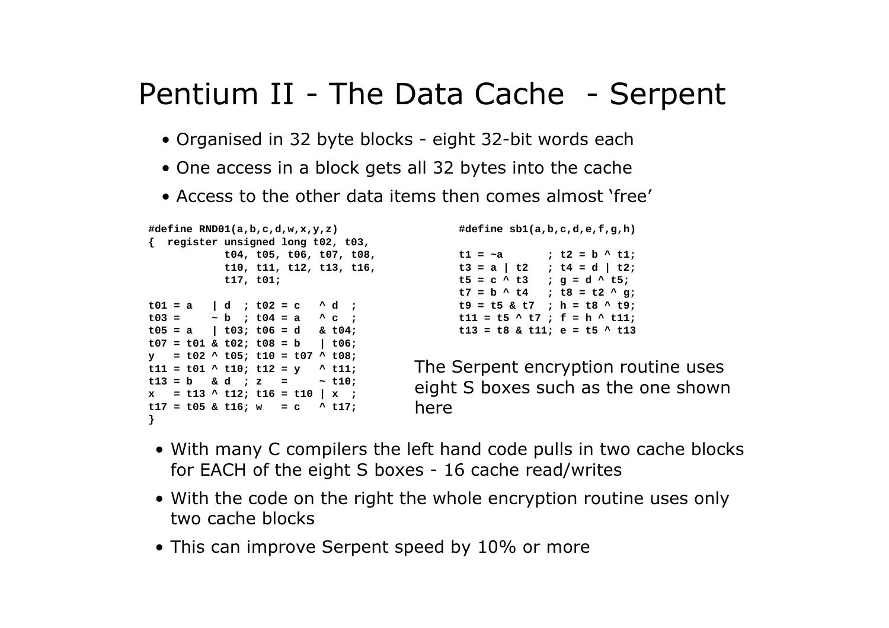# Pentium II - The Data Cache - Serpent

- Organised in 32 byte blocks - eight 32-bit words each
- One access in a block gets all 32 bytes into the cache
- Access to the other data items then comes almost ‘free’

```
#define RND01(a,b,c,d,w,x,y,z)
{  register unsigned long t02, t03,
            t04, t05, t06, t07, t08,
            t10, t11, t12, t13, t16,
            t17, t01;

t01 = a   | d  ; t02 = c   ^ d  ;
t03 =     ~ b  ; t04 = a   ^ c  ;
t05 = a   | t03; t06 = d   & t04;
t07 = t01 & t02; t08 = b   | t06;
y   = t02 ^ t05; t10 = t07 ^ t08;
t11 = t01 ^ t10; t12 = y   ^ t11;
t13 = b   & d  ; z   =     ~ t10;
x   = t13 ^ t12; t16 = t10 | x  ;
t17 = t05 & t16; w   = c   ^ t17;
}
```

```
#define sb1(a,b,c,d,e,f,g,h)

t1 = ~a       ; t2 = b ^ t1;
t3 = a | t2   ; t4 = d | t2;
t5 = c ^ t3   ; g = d ^ t5;
t7 = b ^ t4   ; t8 = t2 ^ g;
t9 = t5 & t7  ; h = t8 ^ t9;
t11 = t5 ^ t7 ; f = h ^ t11;
t13 = t8 & t11; e = t5 ^ t13
```

The Serpent encryption routine uses eight S boxes such as the one shown here

- With many C compilers the left hand code pulls in two cache blocks for EACH of the eight S boxes - 16 cache read/writes
- With the code on the right the whole encryption routine uses only two cache blocks
- This can improve Serpent speed by 10% or more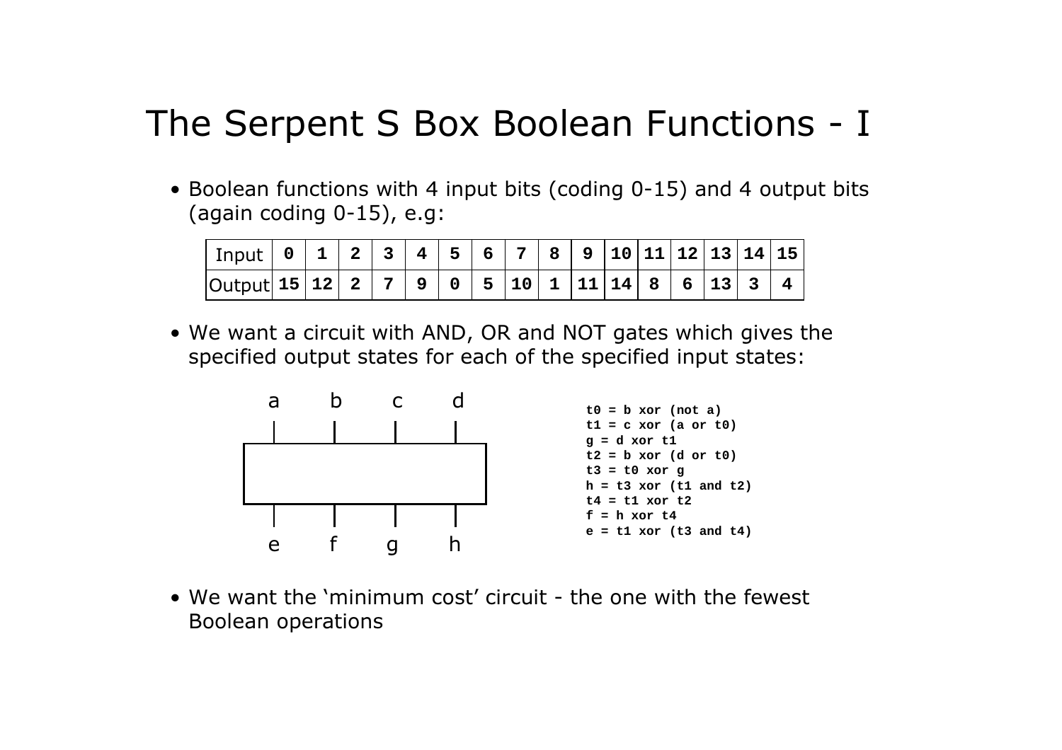# The Serpent S Box Boolean Functions - I

- Boolean functions with 4 input bits (coding 0-15) and 4 output bits (again coding 0-15), e.g:

| Input | 0 | 1 | 2 | 3 | 4 | 5 | 6 | 7 | 8 | 9 | 10 | 11 | 12 | 13 | 14 | 15 |
|---|---|---|---|---|---|---|---|---|---|---|---|---|---|---|---|---|
| Output | 15 | 12 | 2 | 7 | 9 | 0 | 5 | 10 | 1 | 11 | 14 | 8 | 6 | 13 | 3 | 4 |

- We want a circuit with AND, OR and NOT gates which gives the specified output states for each of the specified input states:

a b c d

e f g h

```
t0 = b xor (not a)
t1 = c xor (a or t0)
g = d xor t1
t2 = b xor (d or t0)
t3 = t0 xor g
h = t3 xor (t1 and t2)
t4 = t1 xor t2
f = h xor t4
e = t1 xor (t3 and t4)
```

- We want the 'minimum cost' circuit - the one with the fewest Boolean operations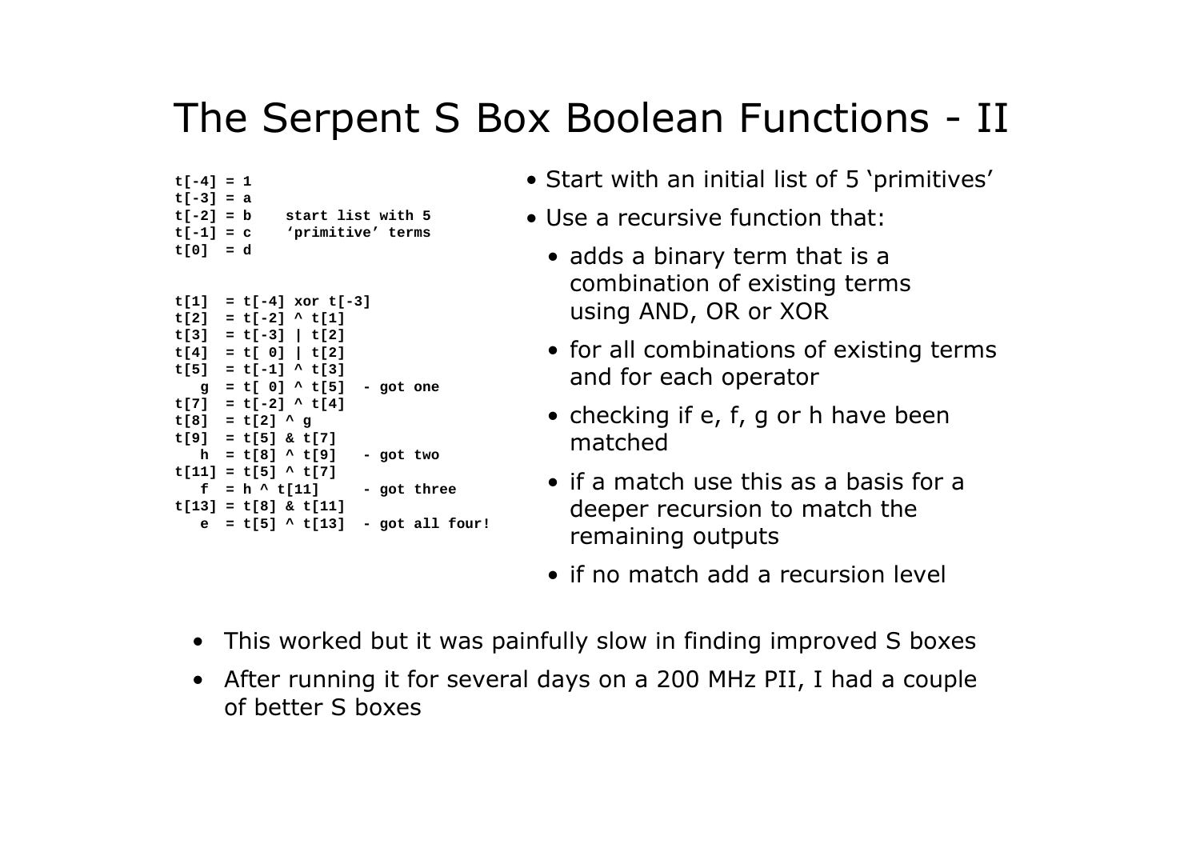# The Serpent S Box Boolean Functions - II

```
t[-4] = 1
t[-3] = a
t[-2] = b    start list with 5
t[-1] = c    'primitive' terms
t[0]  = d


t[1]  = t[-4] xor t[-3]
t[2]  = t[-2] ^ t[1]
t[3]  = t[-3] | t[2]
t[4]  = t[ 0] | t[2]
t[5]  = t[-1] ^ t[3]
   g  = t[ 0] ^ t[5]   - got one
t[7]  = t[-2] ^ t[4]
t[8]  = t[2] ^ g
t[9]  = t[5] & t[7]
   h  = t[8] ^ t[9]    - got two
t[11] = t[5] ^ t[7]
   f  = h ^ t[11]      - got three
t[13] = t[8] & t[11]
   e  = t[5] ^ t[13]   - got all four!
```

- Start with an initial list of 5 'primitives'
- Use a recursive function that:
  - adds a binary term that is a combination of existing terms using AND, OR or XOR
  - for all combinations of existing terms and for each operator
  - checking if e, f, g or h have been matched
  - if a match use this as a basis for a deeper recursion to match the remaining outputs
  - if no match add a recursion level

- This worked but it was painfully slow in finding improved S boxes
- After running it for several days on a 200 MHz PII, I had a couple of better S boxes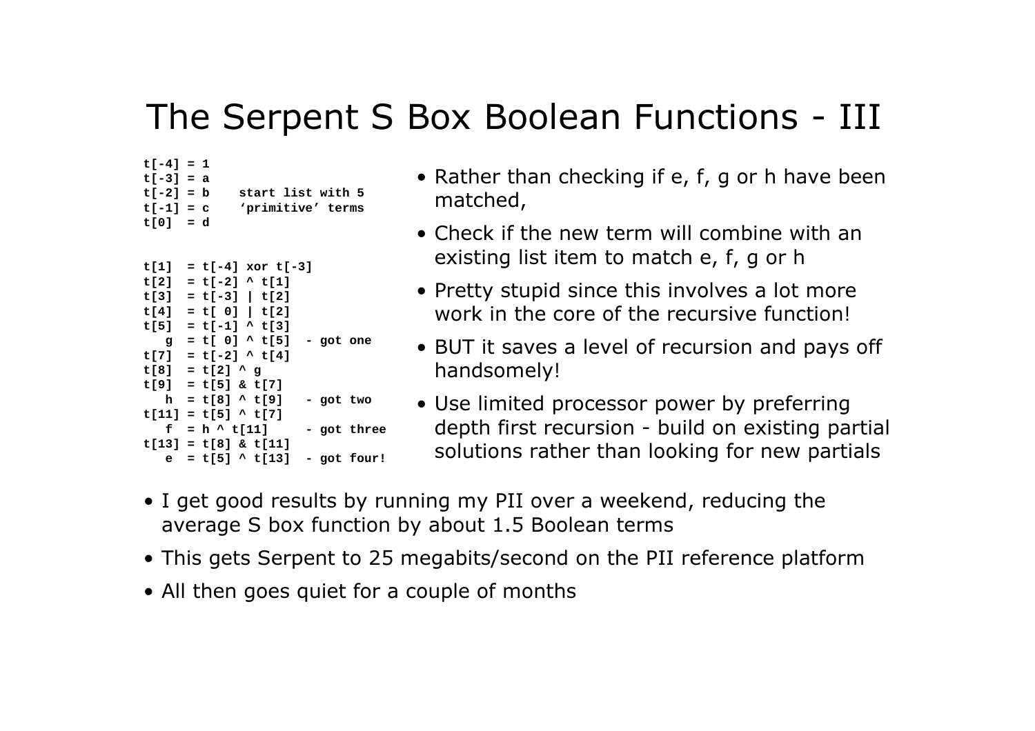# The Serpent S Box Boolean Functions - III

```
t[-4] = 1
t[-3] = a
t[-2] = b    start list with 5
t[-1] = c    'primitive' terms
t[0]  = d


t[1]  = t[-4] xor t[-3]
t[2]  = t[-2] ^ t[1]
t[3]  = t[-3] | t[2]
t[4]  = t[ 0] | t[2]
t[5]  = t[-1] ^ t[3]
   g  = t[ 0] ^ t[5]  - got one
t[7]  = t[-2] ^ t[4]
t[8]  = t[2] ^ g
t[9]  = t[5] & t[7]
   h  = t[8] ^ t[9]   - got two
t[11] = t[5] ^ t[7]
   f  = h ^ t[11]     - got three
t[13] = t[8] & t[11]
   e  = t[5] ^ t[13]  - got four!
```

- Rather than checking if e, f, g or h have been matched,
- Check if the new term will combine with an existing list item to match e, f, g or h
- Pretty stupid since this involves a lot more work in the core of the recursive function!
- BUT it saves a level of recursion and pays off handsomely!
- Use limited processor power by preferring depth first recursion - build on existing partial solutions rather than looking for new partials

- I get good results by running my PII over a weekend, reducing the average S box function by about 1.5 Boolean terms
- This gets Serpent to 25 megabits/second on the PII reference platform
- All then goes quiet for a couple of months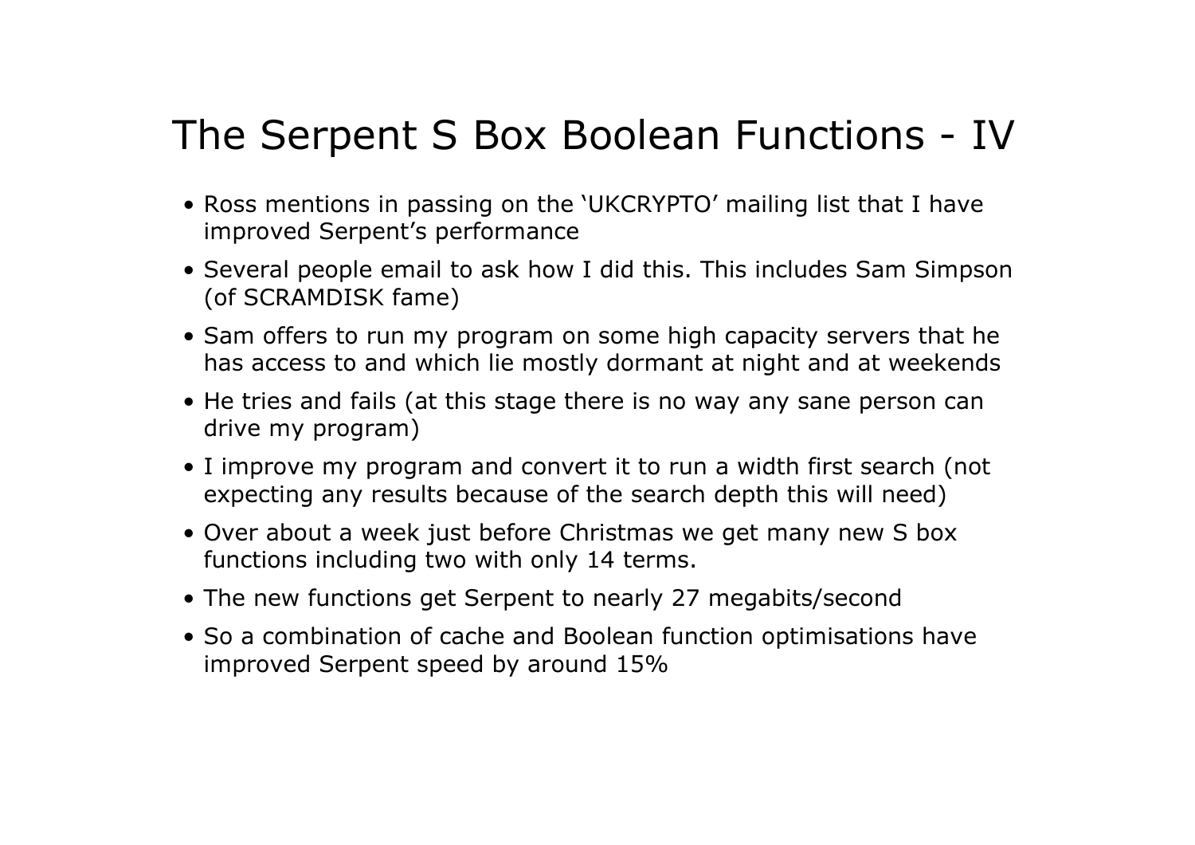# The Serpent S Box Boolean Functions - IV

- Ross mentions in passing on the 'UKCRYPTO' mailing list that I have improved Serpent's performance
- Several people email to ask how I did this. This includes Sam Simpson (of SCRAMDISK fame)
- Sam offers to run my program on some high capacity servers that he has access to and which lie mostly dormant at night and at weekends
- He tries and fails (at this stage there is no way any sane person can drive my program)
- I improve my program and convert it to run a width first search (not expecting any results because of the search depth this will need)
- Over about a week just before Christmas we get many new S box functions including two with only 14 terms.
- The new functions get Serpent to nearly 27 megabits/second
- So a combination of cache and Boolean function optimisations have improved Serpent speed by around 15%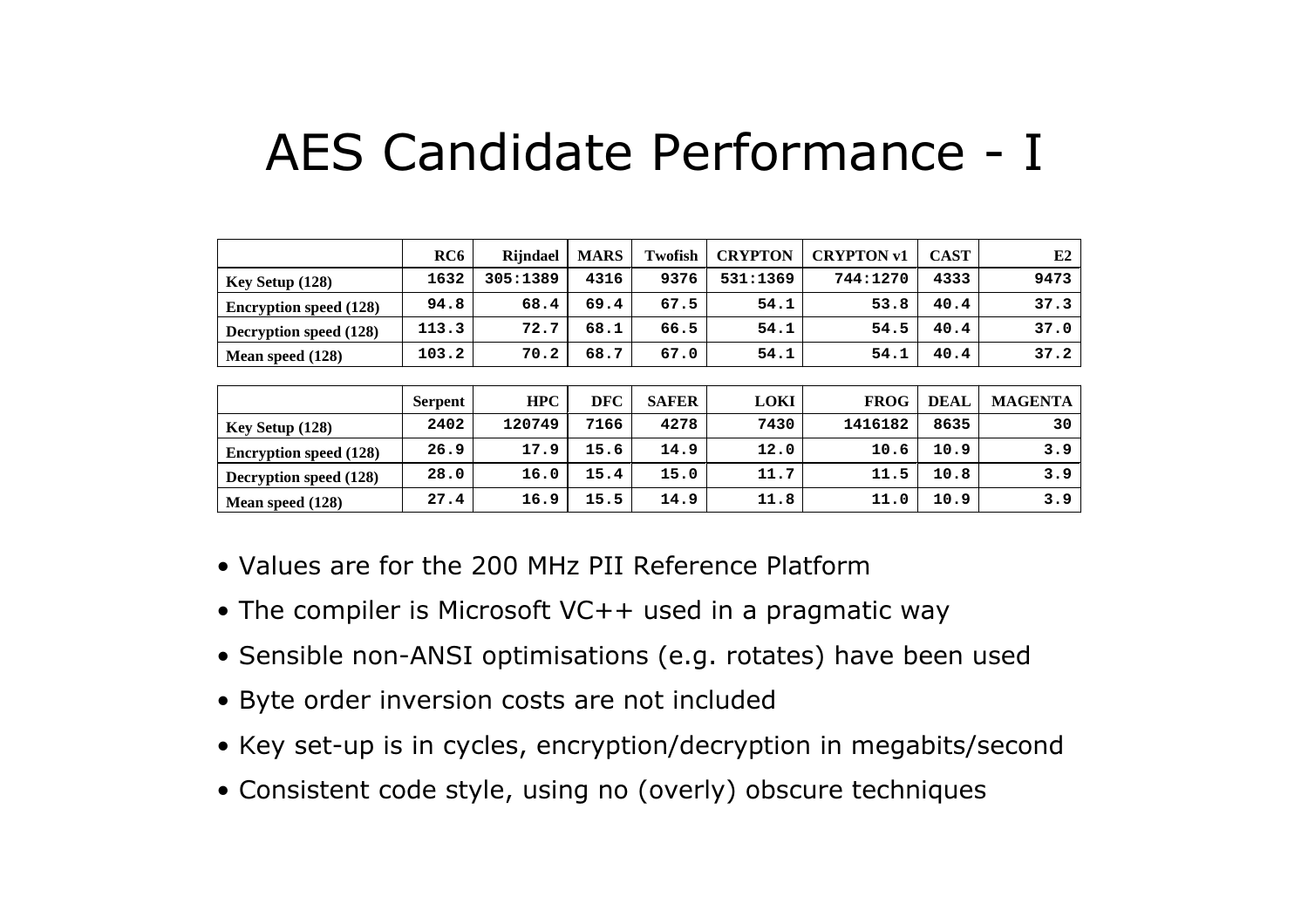# AES Candidate Performance - I

| | RC6 | Rijndael | MARS | Twofish | CRYPTON | CRYPTON v1 | CAST | E2 |
|---|---|---|---|---|---|---|---|---|
| Key Setup (128) | 1632 | 305:1389 | 4316 | 9376 | 531:1369 | 744:1270 | 4333 | 9473 |
| Encryption speed (128) | 94.8 | 68.4 | 69.4 | 67.5 | 54.1 | 53.8 | 40.4 | 37.3 |
| Decryption speed (128) | 113.3 | 72.7 | 68.1 | 66.5 | 54.1 | 54.5 | 40.4 | 37.0 |
| Mean speed (128) | 103.2 | 70.2 | 68.7 | 67.0 | 54.1 | 54.1 | 40.4 | 37.2 |

| | Serpent | HPC | DFC | SAFER | LOKI | FROG | DEAL | MAGENTA |
|---|---|---|---|---|---|---|---|---|
| Key Setup (128) | 2402 | 120749 | 7166 | 4278 | 7430 | 1416182 | 8635 | 30 |
| Encryption speed (128) | 26.9 | 17.9 | 15.6 | 14.9 | 12.0 | 10.6 | 10.9 | 3.9 |
| Decryption speed (128) | 28.0 | 16.0 | 15.4 | 15.0 | 11.7 | 11.5 | 10.8 | 3.9 |
| Mean speed (128) | 27.4 | 16.9 | 15.5 | 14.9 | 11.8 | 11.0 | 10.9 | 3.9 |

- Values are for the 200 MHz PII Reference Platform
- The compiler is Microsoft VC++ used in a pragmatic way
- Sensible non-ANSI optimisations (e.g. rotates) have been used
- Byte order inversion costs are not included
- Key set-up is in cycles, encryption/decryption in megabits/second
- Consistent code style, using no (overly) obscure techniques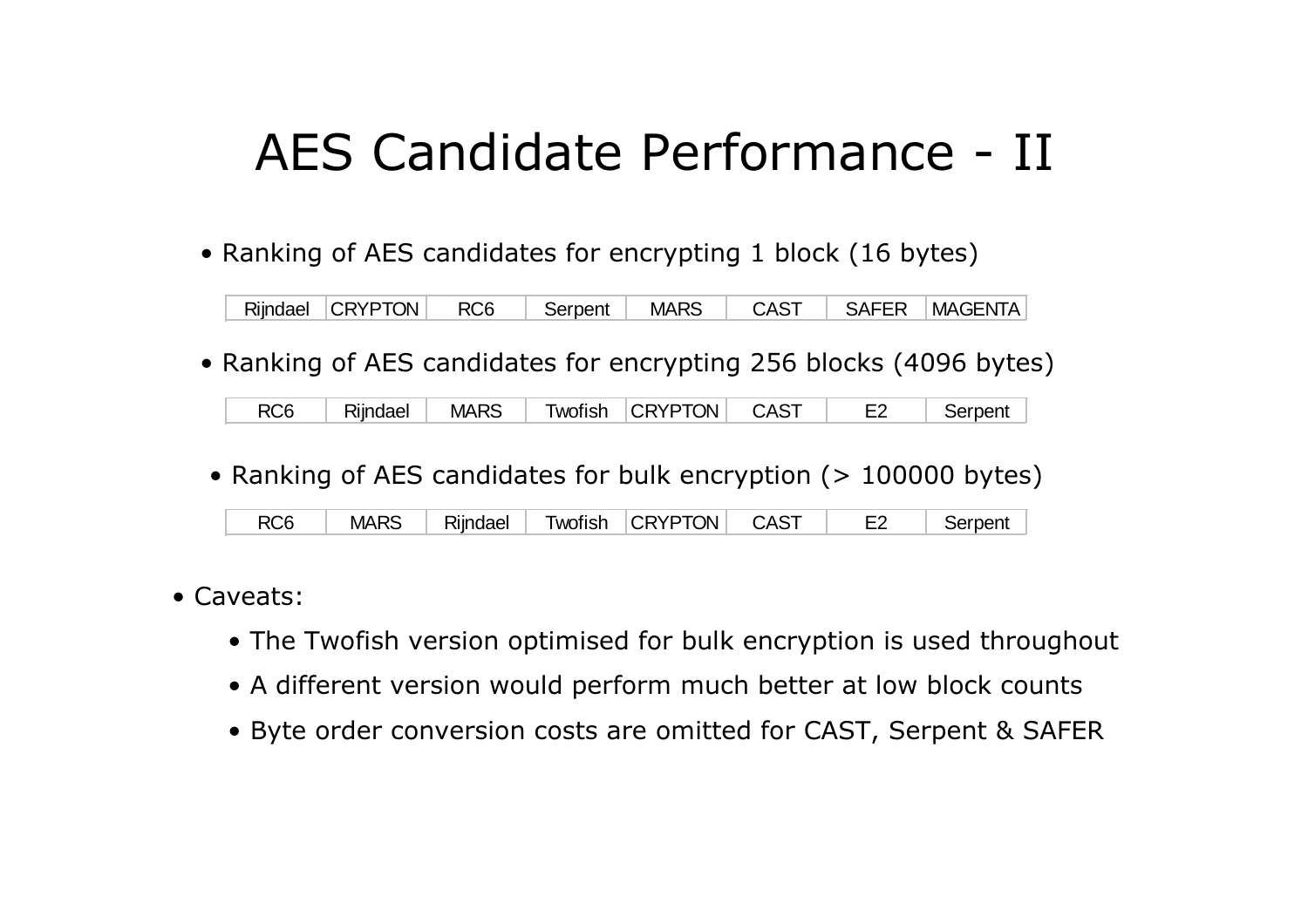# AES Candidate Performance - II

- Ranking of AES candidates for encrypting 1 block (16 bytes)

| Rijndael | CRYPTON | RC6 | Serpent | MARS | CAST | SAFER | MAGENTA |
|---|---|---|---|---|---|---|---|

- Ranking of AES candidates for encrypting 256 blocks (4096 bytes)

| RC6 | Rijndael | MARS | Twofish | CRYPTON | CAST | E2 | Serpent |
|---|---|---|---|---|---|---|---|

- Ranking of AES candidates for bulk encryption (> 100000 bytes)

| RC6 | MARS | Rijndael | Twofish | CRYPTON | CAST | E2 | Serpent |
|---|---|---|---|---|---|---|---|

- Caveats:
  - The Twofish version optimised for bulk encryption is used throughout
  - A different version would perform much better at low block counts
  - Byte order conversion costs are omitted for CAST, Serpent & SAFER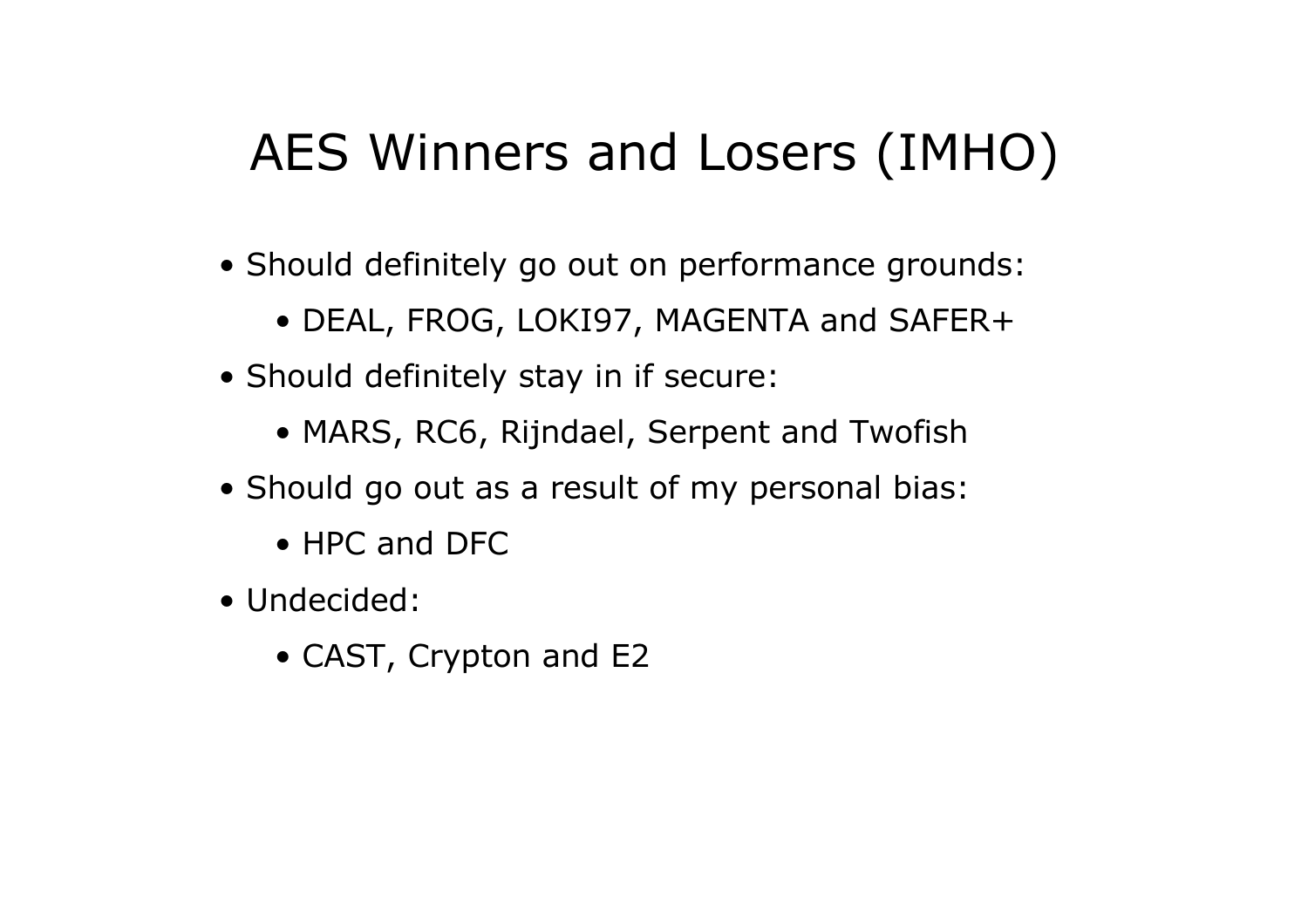# AES Winners and Losers (IMHO)

- Should definitely go out on performance grounds:
  - DEAL, FROG, LOKI97, MAGENTA and SAFER+
- Should definitely stay in if secure:
  - MARS, RC6, Rijndael, Serpent and Twofish
- Should go out as a result of my personal bias:
  - HPC and DFC
- Undecided:
  - CAST, Crypton and E2